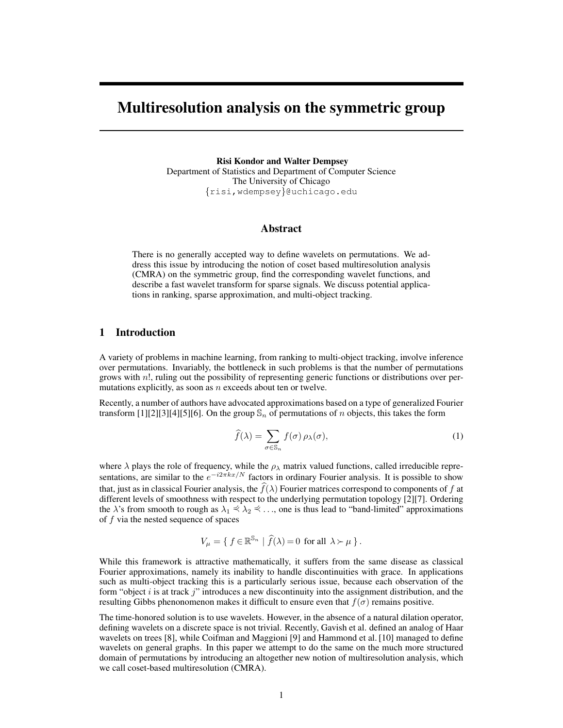# Multiresolution analysis on the symmetric group

**Risi Kondor and Walter Dempsey**
Department of Statistics and Department of Computer Science
The University of Chicago
{risi,wdempsey}@uchicago.edu

## Abstract

There is no generally accepted way to define wavelets on permutations. We address this issue by introducing the notion of coset based multiresolution analysis (CMRA) on the symmetric group, find the corresponding wavelet functions, and describe a fast wavelet transform for sparse signals. We discuss potential applications in ranking, sparse approximation, and multi-object tracking.

## 1 Introduction

A variety of problems in machine learning, from ranking to multi-object tracking, involve inference over permutations. Invariably, the bottleneck in such problems is that the number of permutations grows with $n!$, ruling out the possibility of representing generic functions or distributions over permutations explicitly, as soon as $n$ exceeds about ten or twelve.

Recently, a number of authors have advocated approximations based on a type of generalized Fourier transform [1][2][3][4][5][6]. On the group $\mathbb{S}_n$ of permutations of $n$ objects, this takes the form

$$\widehat{f}(\lambda) = \sum_{\sigma \in \mathbb{S}_n} f(\sigma)\, \rho_\lambda(\sigma), \tag{1}$$

where $\lambda$ plays the role of frequency, while the $\rho_\lambda$ matrix valued functions, called irreducible representations, are similar to the $e^{-i2\pi kx/N}$ factors in ordinary Fourier analysis. It is possible to show that, just as in classical Fourier analysis, the $\widehat{f}(\lambda)$ Fourier matrices correspond to components of $f$ at different levels of smoothness with respect to the underlying permutation topology [2][7]. Ordering the $\lambda$'s from smooth to rough as $\lambda_1 \preccurlyeq \lambda_2 \preccurlyeq \ldots$, one is thus lead to "band-limited" approximations of $f$ via the nested sequence of spaces

$$V_\mu = \{\, f \in \mathbb{R}^{\mathbb{S}_n} \mid \widehat{f}(\lambda) = 0 \text{ for all } \lambda \succ \mu \,\}.$$

While this framework is attractive mathematically, it suffers from the same disease as classical Fourier approximations, namely its inability to handle discontinuities with grace. In applications such as multi-object tracking this is a particularly serious issue, because each observation of the form "object $i$ is at track $j$" introduces a new discontinuity into the assignment distribution, and the resulting Gibbs phenonomenon makes it difficult to ensure even that $f(\sigma)$ remains positive.

The time-honored solution is to use wavelets. However, in the absence of a natural dilation operator, defining wavelets on a discrete space is not trivial. Recently, Gavish et al. defined an analog of Haar wavelets on trees [8], while Coifman and Maggioni [9] and Hammond et al. [10] managed to define wavelets on general graphs. In this paper we attempt to do the same on the much more structured domain of permutations by introducing an altogether new notion of multiresolution analysis, which we call coset-based multiresolution (CMRA).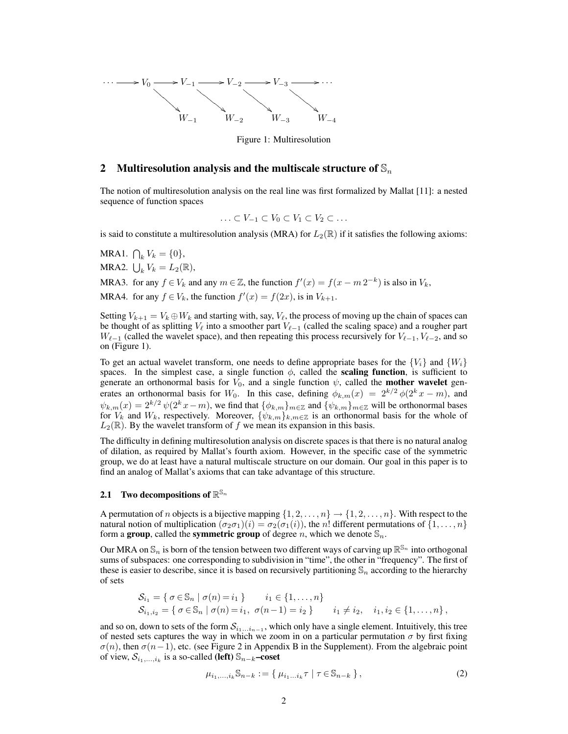$$
\cdots \longrightarrow V_0 \longrightarrow V_{-1} \longrightarrow V_{-2} \longrightarrow V_{-3} \longrightarrow \cdots
$$

$$
W_{-1} \qquad W_{-2} \qquad W_{-3} \qquad W_{-4}
$$

Figure 1: Multiresolution

## 2 Multiresolution analysis and the multiscale structure of $\mathbb{S}_n$

The notion of multiresolution analysis on the real line was first formalized by Mallat [11]: a nested sequence of function spaces

$$
\ldots \subset V_{-1} \subset V_0 \subset V_1 \subset V_2 \subset \ldots
$$

is said to constitute a multiresolution analysis (MRA) for $L_2(\mathbb{R})$ if it satisfies the following axioms:

MRA1. $\bigcap_k V_k = \{0\}$,

MRA2. $\bigcup_k V_k = L_2(\mathbb{R})$,

MRA3. for any $f \in V_k$ and any $m \in \mathbb{Z}$, the function $f'(x) = f(x - m\,2^{-k})$ is also in $V_k$,

MRA4. for any $f \in V_k$, the function $f'(x) = f(2x)$, is in $V_{k+1}$.

Setting $V_{k+1} = V_k \oplus W_k$ and starting with, say, $V_\ell$, the process of moving up the chain of spaces can be thought of as splitting $V_\ell$ into a smoother part $V_{\ell-1}$ (called the scaling space) and a rougher part $W_{\ell-1}$ (called the wavelet space), and then repeating this process recursively for $V_{\ell-1}, V_{\ell-2}$, and so on (Figure 1).

To get an actual wavelet transform, one needs to define appropriate bases for the $\{V_i\}$ and $\{W_i\}$ spaces. In the simplest case, a single function $\phi$, called the **scaling function**, is sufficient to generate an orthonormal basis for $V_0$, and a single function $\psi$, called the **mother wavelet** generates an orthonormal basis for $W_0$. In this case, defining $\phi_{k,m}(x) = 2^{k/2}\,\phi(2^k x - m)$, and $\psi_{k,m}(x) = 2^{k/2}\,\psi(2^k x - m)$, we find that $\{\phi_{k,m}\}_{m \in \mathbb{Z}}$ and $\{\psi_{k,m}\}_{m \in \mathbb{Z}}$ will be orthonormal bases for $V_k$ and $W_k$, respectively. Moreover, $\{\psi_{k,m}\}_{k,m \in \mathbb{Z}}$ is an orthonormal basis for the whole of $L_2(\mathbb{R})$. By the wavelet transform of $f$ we mean its expansion in this basis.

The difficulty in defining multiresolution analysis on discrete spaces is that there is no natural analog of dilation, as required by Mallat's fourth axiom. However, in the specific case of the symmetric group, we do at least have a natural multiscale structure on our domain. Our goal in this paper is to find an analog of Mallat's axioms that can take advantage of this structure.

### 2.1 Two decompositions of $\mathbb{R}^{\mathbb{S}_n}$

A permutation of $n$ objects is a bijective mapping $\{1, 2, \ldots, n\} \to \{1, 2, \ldots, n\}$. With respect to the natural notion of multiplication $(\sigma_2\sigma_1)(i) = \sigma_2(\sigma_1(i))$, the $n!$ different permutations of $\{1, \ldots, n\}$ form a **group**, called the **symmetric group** of degree $n$, which we denote $\mathbb{S}_n$.

Our MRA on $\mathbb{S}_n$ is born of the tension between two different ways of carving up $\mathbb{R}^{\mathbb{S}_n}$ into orthogonal sums of subspaces: one corresponding to subdivision in "time", the other in "frequency". The first of these is easier to describe, since it is based on recursively partitioning $\mathbb{S}_n$ according to the hierarchy of sets

$$
\mathcal{S}_{i_1} = \{\, \sigma \in \mathbb{S}_n \mid \sigma(n) = i_1 \,\} \qquad i_1 \in \{1, \ldots, n\}
$$

$$
\mathcal{S}_{i_1,i_2} = \{\, \sigma \in \mathbb{S}_n \mid \sigma(n) = i_1,\ \sigma(n-1) = i_2 \,\} \qquad i_1 \neq i_2, \quad i_1, i_2 \in \{1, \ldots, n\},
$$

and so on, down to sets of the form $\mathcal{S}_{i_1 \ldots i_{n-1}}$, which only have a single element. Intuitively, this tree of nested sets captures the way in which we zoom in on a particular permutation $\sigma$ by first fixing $\sigma(n)$, then $\sigma(n-1)$, etc. (see Figure 2 in Appendix B in the Supplement). From the algebraic point of view, $\mathcal{S}_{i_1,\ldots,i_k}$ is a so-called **(left) $\mathbb{S}_{n-k}$–coset**

$$
\mu_{i_1,\ldots,i_k}\mathbb{S}_{n-k} := \{\, \mu_{i_1 \ldots i_k}\tau \mid \tau \in \mathbb{S}_{n-k} \,\}, \tag{2}
$$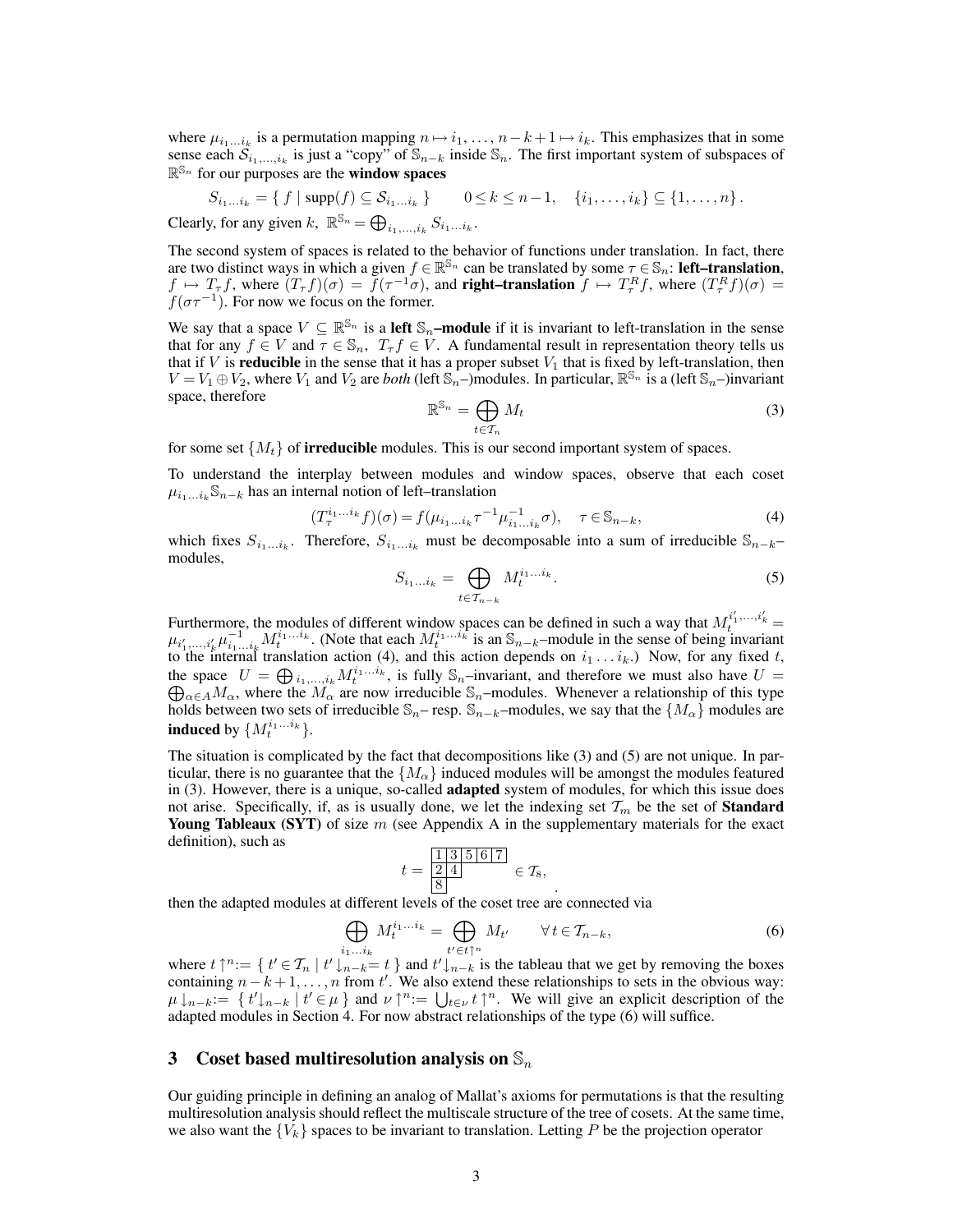where $\mu_{i_1 \ldots i_k}$ is a permutation mapping $n \mapsto i_1, \ldots, n-k+1 \mapsto i_k$. This emphasizes that in some sense each $\mathcal{S}_{i_1,\ldots,i_k}$ is just a "copy" of $\mathbb{S}_{n-k}$ inside $\mathbb{S}_n$. The first important system of subspaces of $\mathbb{R}^{\mathbb{S}_n}$ for our purposes are the **window spaces**

$$S_{i_1 \ldots i_k} = \{ f \mid \mathrm{supp}(f) \subseteq \mathcal{S}_{i_1 \ldots i_k} \} \qquad 0 \le k \le n-1, \quad \{i_1, \ldots, i_k\} \subseteq \{1, \ldots, n\}.$$

Clearly, for any given $k$, $\mathbb{R}^{\mathbb{S}_n} = \bigoplus_{i_1,\ldots,i_k} S_{i_1 \ldots i_k}$.

The second system of spaces is related to the behavior of functions under translation. In fact, there are two distinct ways in which a given $f \in \mathbb{R}^{\mathbb{S}_n}$ can be translated by some $\tau \in \mathbb{S}_n$: **left–translation**, $f \mapsto T_\tau f$, where $(T_\tau f)(\sigma) = f(\tau^{-1}\sigma)$, and **right–translation** $f \mapsto T^R_\tau f$, where $(T^R_\tau f)(\sigma) = f(\sigma\tau^{-1})$. For now we focus on the former.

We say that a space $V \subseteq \mathbb{R}^{\mathbb{S}_n}$ is a **left** $\mathbb{S}_n$**–module** if it is invariant to left-translation in the sense that for any $f \in V$ and $\tau \in \mathbb{S}_n$, $T_\tau f \in V$. A fundamental result in representation theory tells us that if $V$ is **reducible** in the sense that it has a proper subset $V_1$ that is fixed by left-translation, then $V = V_1 \oplus V_2$, where $V_1$ and $V_2$ are *both* (left $\mathbb{S}_n$–)modules. In particular, $\mathbb{R}^{\mathbb{S}_n}$ is a (left $\mathbb{S}_n$–)invariant space, therefore

$$\mathbb{R}^{\mathbb{S}_n} = \bigoplus_{t \in \mathcal{T}_n} M_t \tag{3}$$

for some set $\{M_t\}$ of **irreducible** modules. This is our second important system of spaces.

To understand the interplay between modules and window spaces, observe that each coset $\mu_{i_1 \ldots i_k}\mathbb{S}_{n-k}$ has an internal notion of left–translation

$$(T^{i_1 \ldots i_k}_\tau f)(\sigma) = f(\mu_{i_1 \ldots i_k}\tau^{-1}\mu^{-1}_{i_1 \ldots i_k}\sigma), \quad \tau \in \mathbb{S}_{n-k}, \tag{4}$$

which fixes $S_{i_1 \ldots i_k}$. Therefore, $S_{i_1 \ldots i_k}$ must be decomposable into a sum of irreducible $\mathbb{S}_{n-k}$–modules,

$$S_{i_1 \ldots i_k} = \bigoplus_{t \in \mathcal{T}_{n-k}} M^{i_1 \ldots i_k}_t. \tag{5}$$

Furthermore, the modules of different window spaces can be defined in such a way that $M^{i'_1,\ldots,i'_k}_t = \mu_{i'_1,\ldots,i'_k}\mu^{-1}_{i_1 \ldots i_k} M^{i_1 \ldots i_k}_t$. (Note that each $M^{i_1 \ldots i_k}_t$ is an $\mathbb{S}_{n-k}$–module in the sense of being invariant to the internal translation action (4), and this action depends on $i_1 \ldots i_k$.) Now, for any fixed $t$, the space $U = \bigoplus_{i_1,\ldots,i_k} M^{i_1 \ldots i_k}_t$, is fully $\mathbb{S}_n$–invariant, and therefore we must also have $U = \bigoplus_{\alpha \in A} M_\alpha$, where the $M_\alpha$ are now irreducible $\mathbb{S}_n$–modules. Whenever a relationship of this type holds between two sets of irreducible $\mathbb{S}_n$– resp. $\mathbb{S}_{n-k}$–modules, we say that the $\{M_\alpha\}$ modules are **induced** by $\{M^{i_1 \ldots i_k}_t\}$.

The situation is complicated by the fact that decompositions like (3) and (5) are not unique. In particular, there is no guarantee that the $\{M_\alpha\}$ induced modules will be amongst the modules featured in (3). However, there is a unique, so-called **adapted** system of modules, for which this issue does not arise. Specifically, if, as is usually done, we let the indexing set $\mathcal{T}_m$ be the set of **Standard Young Tableaux (SYT)** of size $m$ (see Appendix A in the supplementary materials for the exact definition), such as

$$t = \begin{array}{|c|c|c|c|c|} \hline 1 & 3 & 5 & 6 & 7 \\ \hline 2 & 4 \\ \cline{1-2} 8 \\ \cline{1-1} \end{array} \in \mathcal{T}_8,$$

then the adapted modules at different levels of the coset tree are connected via

$$\bigoplus_{i_1 \ldots i_k} M^{i_1 \ldots i_k}_t = \bigoplus_{t' \in t\uparrow^n} M_{t'} \qquad \forall\, t \in \mathcal{T}_{n-k}, \tag{6}$$

where $t\uparrow^n := \{ t' \in \mathcal{T}_n \mid t'\downarrow_{n-k} = t \}$ and $t'\downarrow_{n-k}$ is the tableau that we get by removing the boxes containing $n-k+1, \ldots, n$ from $t'$. We also extend these relationships to sets in the obvious way: $\mu\downarrow_{n-k} := \{ t'\downarrow_{n-k} \mid t' \in \mu \}$ and $\nu\uparrow^n := \bigcup_{t \in \nu} t\uparrow^n$. We will give an explicit description of the adapted modules in Section 4. For now abstract relationships of the type (6) will suffice.

## 3 Coset based multiresolution analysis on $\mathbb{S}_n$

Our guiding principle in defining an analog of Mallat's axioms for permutations is that the resulting multiresolution analysis should reflect the multiscale structure of the tree of cosets. At the same time, we also want the $\{V_k\}$ spaces to be invariant to translation. Letting $P$ be the projection operator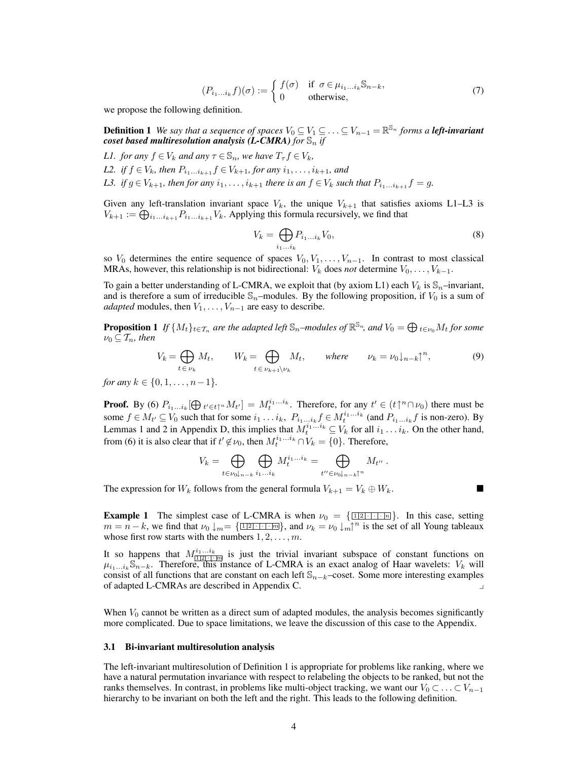$$
(P_{i_1 \ldots i_k} f)(\sigma) := \begin{cases} f(\sigma) & \text{if } \sigma \in \mu_{i_1 \ldots i_k} \mathbb{S}_{n-k}, \\ 0 & \text{otherwise}, \end{cases} \tag{7}
$$

we propose the following definition.

**Definition 1** *We say that a sequence of spaces $V_0 \subseteq V_1 \subseteq \ldots \subseteq V_{n-1} = \mathbb{R}^{\mathbb{S}_n}$ forms a* ***left-invariant coset based multiresolution analysis (L-CMRA)*** *for $\mathbb{S}_n$ if*

*L1. for any $f \in V_k$ and any $\tau \in \mathbb{S}_n$, we have $T_\tau f \in V_k$,*

*L2. if $f \in V_k$, then $P_{i_1 \ldots i_{k+1}} f \in V_{k+1}$, for any $i_1, \ldots, i_{k+1}$, and*

*L3. if $g \in V_{k+1}$, then for any $i_1, \ldots, i_{k+1}$ there is an $f \in V_k$ such that $P_{i_1 \ldots i_{k+1}} f = g$.*

Given any left-translation invariant space $V_k$, the unique $V_{k+1}$ that satisfies axioms L1–L3 is $V_{k+1} := \bigoplus_{i_1 \ldots i_{k+1}} P_{i_1 \ldots i_{k+1}} V_k$. Applying this formula recursively, we find that

$$
V_k = \bigoplus_{i_1 \ldots i_k} P_{i_1 \ldots i_k} V_0, \tag{8}
$$

so $V_0$ determines the entire sequence of spaces $V_0, V_1, \ldots, V_{n-1}$. In contrast to most classical MRAs, however, this relationship is not bidirectional: $V_k$ does *not* determine $V_0, \ldots, V_{k-1}$.

To gain a better understanding of L-CMRA, we exploit that (by axiom L1) each $V_k$ is $\mathbb{S}_n$–invariant, and is therefore a sum of irreducible $\mathbb{S}_n$–modules. By the following proposition, if $V_0$ is a sum of *adapted* modules, then $V_1, \ldots, V_{n-1}$ are easy to describe.

**Proposition 1** *If $\{M_t\}_{t \in \mathcal{T}_n}$ are the adapted left $\mathbb{S}_n$–modules of $\mathbb{R}^{\mathbb{S}_n}$, and $V_0 = \bigoplus_{t \in \nu_0} M_t$ for some $\nu_0 \subseteq \mathcal{T}_n$, then*

$$
V_k = \bigoplus_{t \in \nu_k} M_t, \qquad W_k = \bigoplus_{t \in \nu_{k+1} \setminus \nu_k} M_t, \qquad \text{where} \qquad \nu_k = \nu_0 {\downarrow_{n-k}} {\uparrow^n}, \tag{9}
$$

*for any $k \in \{0, 1, \ldots, n-1\}$.*

**Proof.** By (6) $P_{i_1 \ldots i_k} [\bigoplus_{t' \in t \uparrow^n} M_{t'}] = M_t^{i_1 \ldots i_k}$. Therefore, for any $t' \in (t {\uparrow^n} \cap \nu_0)$ there must be some $f \in M_{t'} \subseteq V_0$ such that for some $i_1 \ldots i_k$, $P_{i_1 \ldots i_k} f \in M_t^{i_1 \ldots i_k}$ (and $P_{i_1 \ldots i_k} f$ is non-zero). By Lemmas 1 and 2 in Appendix D, this implies that $M_t^{i_1 \ldots i_k} \subseteq V_k$ for all $i_1 \ldots i_k$. On the other hand, from (6) it is also clear that if $t' \notin \nu_0$, then $M_t^{i_1 \ldots i_k} \cap V_k = \{0\}$. Therefore,

$$
V_k = \bigoplus_{t \in \nu_0 \downarrow_{n-k}} \bigoplus_{i_1 \ldots i_k} M_t^{i_1 \ldots i_k} = \bigoplus_{t'' \in \nu_0 \downarrow_{n-k} \uparrow^n} M_{t''} .
$$

The expression for $W_k$ follows from the general formula $V_{k+1} = V_k \oplus W_k$. ■

**Example 1** The simplest case of L-CMRA is when $\nu_0 = \{\boxed{1|2|\cdot|\cdot|\cdot|n}\}$. In this case, setting $m = n-k$, we find that $\nu_0 \downarrow_m = \{\boxed{1|2|\cdot|\cdot|\cdot|m}\}$, and $\nu_k = \nu_0 \downarrow_m \uparrow^n$ is the set of all Young tableaux whose first row starts with the numbers $1, 2, \ldots, m$.

It so happens that $M^{i_1 \ldots i_k}_{\boxed{1|2|\cdot|\cdot|\cdot|m}}$ is just the trivial invariant subspace of constant functions on $\mu_{i_1 \ldots i_k} \mathbb{S}_{n-k}$. Therefore, this instance of L-CMRA is an exact analog of Haar wavelets: $V_k$ will consist of all functions that are constant on each left $\mathbb{S}_{n-k}$–coset. Some more interesting examples of adapted L-CMRAs are described in Appendix C. ⌟

When $V_0$ cannot be written as a direct sum of adapted modules, the analysis becomes significantly more complicated. Due to space limitations, we leave the discussion of this case to the Appendix.

### 3.1 Bi-invariant multiresolution analysis

The left-invariant multiresolution of Definition 1 is appropriate for problems like ranking, where we have a natural permutation invariance with respect to relabeling the objects to be ranked, but not the ranks themselves. In contrast, in problems like multi-object tracking, we want our $V_0 \subset \ldots \subset V_{n-1}$ hierarchy to be invariant on both the left and the right. This leads to the following definition.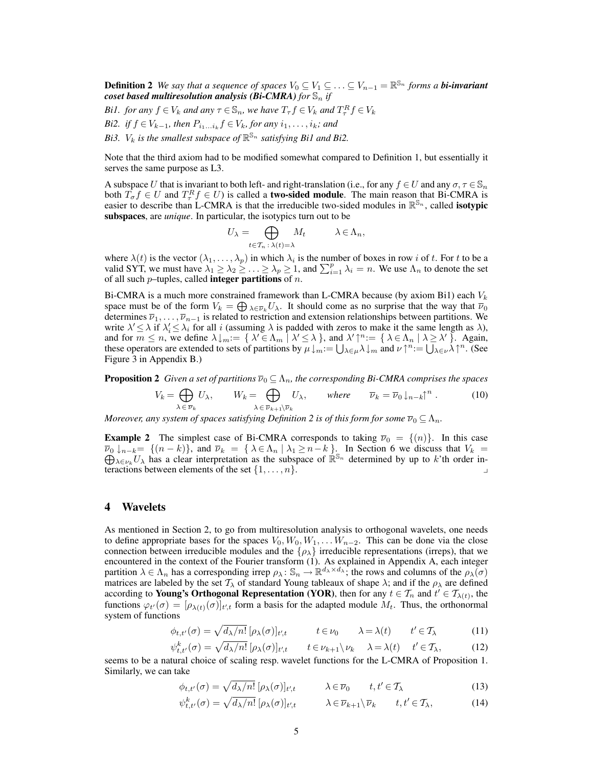**Definition 2** *We say that a sequence of spaces $V_0 \subseteq V_1 \subseteq \ldots \subseteq V_{n-1} = \mathbb{R}^{\mathbb{S}_n}$ forms a **bi-invariant coset based multiresolution analysis (Bi-CMRA)** for $\mathbb{S}_n$ if*

*Bi1. for any $f \in V_k$ and any $\tau \in \mathbb{S}_n$, we have $T_\tau f \in V_k$ and $T^R_\tau f \in V_k$*

*Bi2. if $f \in V_{k-1}$, then $P_{i_1 \ldots i_k} f \in V_k$, for any $i_1, \ldots, i_k$; and*

*Bi3. $V_k$ is the smallest subspace of $\mathbb{R}^{\mathbb{S}_n}$ satisfying Bi1 and Bi2.*

Note that the third axiom had to be modified somewhat compared to Definition 1, but essentially it serves the same purpose as L3.

A subspace $U$ that is invariant to both left- and right-translation (i.e., for any $f \in U$ and any $\sigma, \tau \in \mathbb{S}_n$ both $T_\sigma f \in U$ and $T^R_\tau f \in U$) is called a **two-sided module**. The main reason that Bi-CMRA is easier to describe than L-CMRA is that the irreducible two-sided modules in $\mathbb{R}^{\mathbb{S}_n}$, called **isotypic subspaces**, are *unique*. In particular, the isotypics turn out to be

$$U_\lambda = \bigoplus_{t \in \mathcal{T}_n \,:\, \lambda(t) = \lambda} M_t \qquad \lambda \in \Lambda_n,$$

where $\lambda(t)$ is the vector $(\lambda_1, \ldots, \lambda_p)$ in which $\lambda_i$ is the number of boxes in row $i$ of $t$. For $t$ to be a valid SYT, we must have $\lambda_1 \geq \lambda_2 \geq \ldots \geq \lambda_p \geq 1$, and $\sum_{i=1}^p \lambda_i = n$. We use $\Lambda_n$ to denote the set of all such $p$–tuples, called **integer partitions** of $n$.

Bi-CMRA is a much more constrained framework than L-CMRA because (by axiom Bi1) each $V_k$ space must be of the form $V_k = \bigoplus_{\lambda \in \overline{\nu}_k} U_\lambda$. It should come as no surprise that the way that $\overline{\nu}_0$ determines $\overline{\nu}_1, \ldots, \overline{\nu}_{n-1}$ is related to restriction and extension relationships between partitions. We write $\lambda' \leq \lambda$ if $\lambda'_i \leq \lambda_i$ for all $i$ (assuming $\lambda$ is padded with zeros to make it the same length as $\lambda$), and for $m \leq n$, we define $\lambda{\downarrow_m} := \{\, \lambda' \in \Lambda_m \mid \lambda' \leq \lambda \,\}$, and $\lambda'{\uparrow^n} := \{\, \lambda \in \Lambda_n \mid \lambda \geq \lambda' \,\}$. Again, these operators are extended to sets of partitions by $\mu{\downarrow_m} := \bigcup_{\lambda \in \mu} \lambda{\downarrow_m}$ and $\nu{\uparrow^n} := \bigcup_{\lambda \in \nu} \lambda{\uparrow^n}$. (See Figure 3 in Appendix B.)

**Proposition 2** *Given a set of partitions $\overline{\nu}_0 \subseteq \Lambda_n$, the corresponding Bi-CMRA comprises the spaces*

$$V_k = \bigoplus_{\lambda \in \overline{\nu}_k} U_\lambda, \qquad W_k = \bigoplus_{\lambda \in \overline{\nu}_{k+1} \setminus \overline{\nu}_k} U_\lambda, \qquad \text{where} \qquad \overline{\nu}_k = \overline{\nu}_0{\downarrow_{n-k}}{\uparrow^n}. \tag{10}$$

*Moreover, any system of spaces satisfying Definition 2 is of this form for some $\overline{\nu}_0 \subseteq \Lambda_n$.*

**Example 2** The simplest case of Bi-CMRA corresponds to taking $\overline{\nu}_0 = \{(n)\}$. In this case $\overline{\nu}_0{\downarrow_{n-k}} = \{(n-k)\}$, and $\overline{\nu}_k = \{\, \lambda \in \Lambda_n \mid \lambda_1 \geq n-k \,\}$. In Section 6 we discuss that $V_k = \bigoplus_{\lambda \in \nu_k} U_\lambda$ has a clear interpretation as the subspace of $\mathbb{R}^{\mathbb{S}_n}$ determined by up to $k$'th order interactions between elements of the set $\{1, \ldots, n\}$. ⌟

## 4 Wavelets

As mentioned in Section 2, to go from multiresolution analysis to orthogonal wavelets, one needs to define appropriate bases for the spaces $V_0, W_0, W_1, \ldots W_{n-2}$. This can be done via the close connection between irreducible modules and the $\{\rho_\lambda\}$ irreducible representations (irreps), that we encountered in the context of the Fourier transform (1). As explained in Appendix A, each integer partition $\lambda \in \Lambda_n$ has a corresponding irrep $\rho_\lambda \colon \mathbb{S}_n \to \mathbb{R}^{d_\lambda \times d_\lambda}$; the rows and columns of the $\rho_\lambda(\sigma)$ matrices are labeled by the set $\mathcal{T}_\lambda$ of standard Young tableaux of shape $\lambda$; and if the $\rho_\lambda$ are defined according to **Young's Orthogonal Representation (YOR)**, then for any $t \in \mathcal{T}_n$ and $t' \in \mathcal{T}_{\lambda(t)}$, the functions $\varphi_{t'}(\sigma) = [\rho_{\lambda(t)}(\sigma)]_{t',t}$ form a basis for the adapted module $M_t$. Thus, the orthonormal system of functions

$$\phi_{t,t'}(\sigma) = \sqrt{d_\lambda / n!}\, [\rho_\lambda(\sigma)]_{t',t} \qquad t \in \nu_0 \qquad \lambda = \lambda(t) \qquad t' \in \mathcal{T}_\lambda \tag{11}$$

$$\psi^k_{t,t'}(\sigma) = \sqrt{d_\lambda / n!}\, [\rho_\lambda(\sigma)]_{t',t} \qquad t \in \nu_{k+1} \setminus \nu_k \quad \lambda = \lambda(t) \quad t' \in \mathcal{T}_\lambda, \tag{12}$$

seems to be a natural choice of scaling resp. wavelet functions for the L-CMRA of Proposition 1. Similarly, we can take

$$\phi_{t,t'}(\sigma) = \sqrt{d_\lambda / n!}\, [\rho_\lambda(\sigma)]_{t',t} \qquad \lambda \in \overline{\nu}_0 \qquad t, t' \in \mathcal{T}_\lambda \tag{13}$$

$$\psi^k_{t,t'}(\sigma) = \sqrt{d_\lambda / n!}\, [\rho_\lambda(\sigma)]_{t',t} \qquad \lambda \in \overline{\nu}_{k+1} \setminus \overline{\nu}_k \qquad t, t' \in \mathcal{T}_\lambda, \tag{14}$$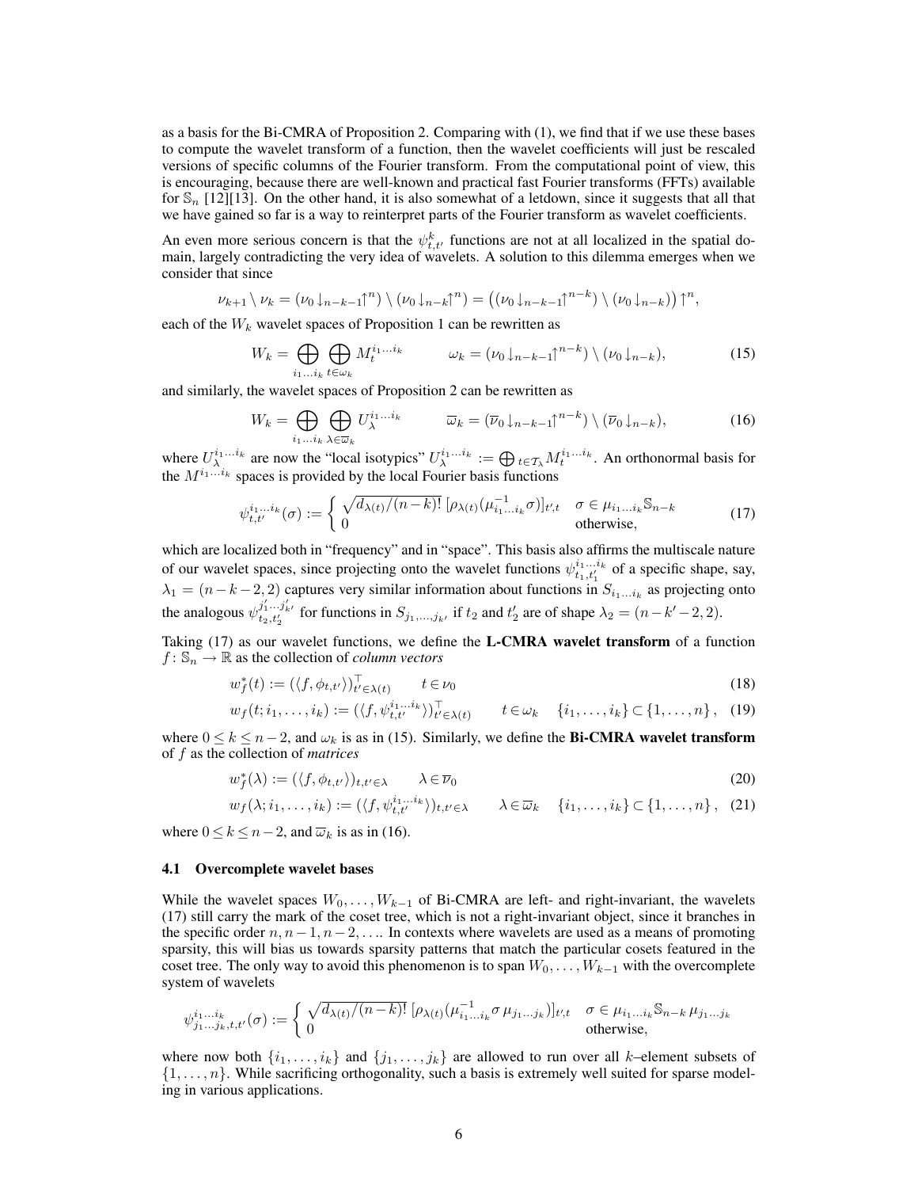as a basis for the Bi-CMRA of Proposition 2. Comparing with (1), we find that if we use these bases to compute the wavelet transform of a function, then the wavelet coefficients will just be rescaled versions of specific columns of the Fourier transform. From the computational point of view, this is encouraging, because there are well-known and practical fast Fourier transforms (FFTs) available for $\mathbb{S}_n$ [12][13]. On the other hand, it is also somewhat of a letdown, since it suggests that all that we have gained so far is a way to reinterpret parts of the Fourier transform as wavelet coefficients.

An even more serious concern is that the $\psi^k_{t,t'}$ functions are not at all localized in the spatial domain, largely contradicting the very idea of wavelets. A solution to this dilemma emerges when we consider that since

$$\nu_{k+1} \setminus \nu_k = (\nu_0 \downarrow_{n-k-1}\uparrow^n) \setminus (\nu_0 \downarrow_{n-k}\uparrow^n) = \big((\nu_0 \downarrow_{n-k-1}\uparrow^{n-k}) \setminus (\nu_0 \downarrow_{n-k})\big)\uparrow^n,$$

each of the $W_k$ wavelet spaces of Proposition 1 can be rewritten as

$$W_k = \bigoplus_{i_1 \ldots i_k} \bigoplus_{t \in \omega_k} M_t^{i_1 \ldots i_k} \qquad \omega_k = (\nu_0 \downarrow_{n-k-1}\uparrow^{n-k}) \setminus (\nu_0 \downarrow_{n-k}), \tag{15}$$

and similarly, the wavelet spaces of Proposition 2 can be rewritten as

$$W_k = \bigoplus_{i_1 \ldots i_k} \bigoplus_{\lambda \in \overline{\omega}_k} U_\lambda^{i_1 \ldots i_k} \qquad \overline{\omega}_k = (\overline{\nu}_0 \downarrow_{n-k-1}\uparrow^{n-k}) \setminus (\overline{\nu}_0 \downarrow_{n-k}), \tag{16}$$

where $U_\lambda^{i_1 \ldots i_k}$ are now the "local isotypics" $U_\lambda^{i_1 \ldots i_k} := \bigoplus_{t \in \mathcal{T}_\lambda} M_t^{i_1 \ldots i_k}$. An orthonormal basis for the $M^{i_1 \ldots i_k}$ spaces is provided by the local Fourier basis functions

$$\psi_{t,t'}^{i_1 \ldots i_k}(\sigma) := \begin{cases} \sqrt{d_{\lambda(t)}/(n-k)!}\, [\rho_{\lambda(t)}(\mu^{-1}_{i_1 \ldots i_k} \sigma)]_{t',t} & \sigma \in \mu_{i_1 \ldots i_k} \mathbb{S}_{n-k} \\ 0 & \text{otherwise,} \end{cases} \tag{17}$$

which are localized both in "frequency" and in "space". This basis also affirms the multiscale nature of our wavelet spaces, since projecting onto the wavelet functions $\psi^{i_1 \ldots i_k}_{t_1, t_1'}$ of a specific shape, say, $\lambda_1 = (n-k-2, 2)$ captures very similar information about functions in $S_{i_1 \ldots i_k}$ as projecting onto the analogous $\psi^{j_1' \ldots j_{k'}'}_{t_2, t_2'}$ for functions in $S_{j_1, \ldots, j_{k'}}$ if $t_2$ and $t_2'$ are of shape $\lambda_2 = (n-k'-2, 2)$.

Taking (17) as our wavelet functions, we define the **L-CMRA wavelet transform** of a function $f \colon \mathbb{S}_n \to \mathbb{R}$ as the collection of *column vectors*

$$w_f^*(t) := (\langle f, \phi_{t,t'} \rangle)^\top_{t' \in \lambda(t)} \qquad t \in \nu_0 \tag{18}$$

$$w_f(t; i_1, \ldots, i_k) := (\langle f, \psi_{t,t'}^{i_1 \ldots i_k} \rangle)^\top_{t' \in \lambda(t)} \qquad t \in \omega_k \quad \{i_1, \ldots, i_k\} \subset \{1, \ldots, n\}, \tag{19}$$

where $0 \leq k \leq n-2$, and $\omega_k$ is as in (15). Similarly, we define the **Bi-CMRA wavelet transform** of $f$ as the collection of *matrices*

$$w_f^*(\lambda) := (\langle f, \phi_{t,t'} \rangle)_{t,t' \in \lambda} \qquad \lambda \in \overline{\nu}_0 \tag{20}$$

$$w_f(\lambda; i_1, \ldots, i_k) := (\langle f, \psi_{t,t'}^{i_1 \ldots i_k} \rangle)_{t,t' \in \lambda} \qquad \lambda \in \overline{\omega}_k \quad \{i_1, \ldots, i_k\} \subset \{1, \ldots, n\}, \tag{21}$$

where $0 \leq k \leq n-2$, and $\overline{\omega}_k$ is as in (16).

### 4.1 Overcomplete wavelet bases

While the wavelet spaces $W_0, \ldots, W_{k-1}$ of Bi-CMRA are left- and right-invariant, the wavelets (17) still carry the mark of the coset tree, which is not a right-invariant object, since it branches in the specific order $n, n-1, n-2, \ldots$. In contexts where wavelets are used as a means of promoting sparsity, this will bias us towards sparsity patterns that match the particular cosets featured in the coset tree. The only way to avoid this phenomenon is to span $W_0, \ldots, W_{k-1}$ with the overcomplete system of wavelets

$$\psi_{j_1 \ldots j_k, t, t'}^{i_1 \ldots i_k}(\sigma) := \begin{cases} \sqrt{d_{\lambda(t)}/(n-k)!}\, [\rho_{\lambda(t)}(\mu^{-1}_{i_1 \ldots i_k} \sigma\, \mu_{j_1 \ldots j_k})]_{t',t} & \sigma \in \mu_{i_1 \ldots i_k} \mathbb{S}_{n-k}\, \mu_{j_1 \ldots j_k} \\ 0 & \text{otherwise,} \end{cases}$$

where now both $\{i_1, \ldots, i_k\}$ and $\{j_1, \ldots, j_k\}$ are allowed to run over all $k$–element subsets of $\{1, \ldots, n\}$. While sacrificing orthogonality, such a basis is extremely well suited for sparse modeling in various applications.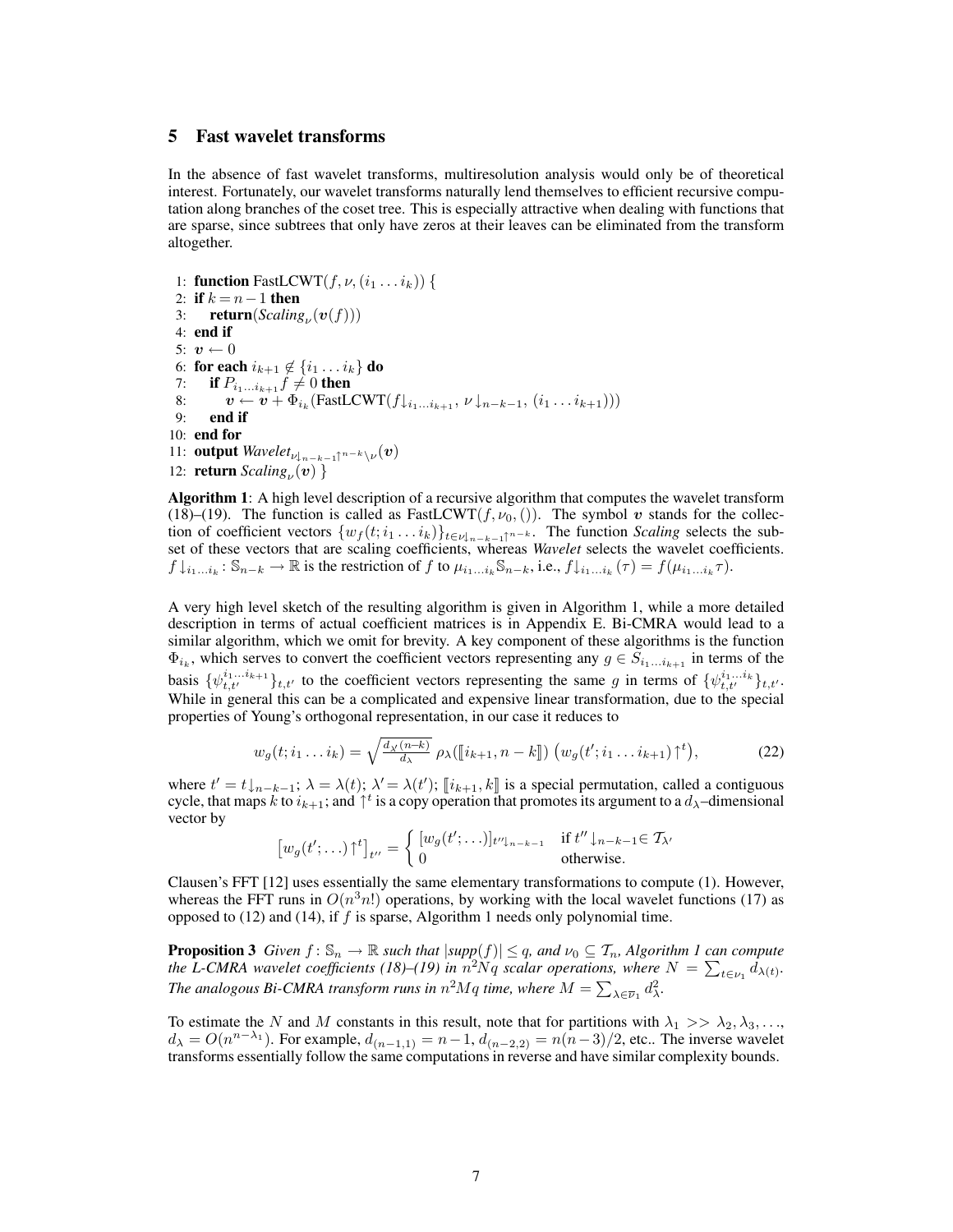## 5 Fast wavelet transforms

In the absence of fast wavelet transforms, multiresolution analysis would only be of theoretical interest. Fortunately, our wavelet transforms naturally lend themselves to efficient recursive computation along branches of the coset tree. This is especially attractive when dealing with functions that are sparse, since subtrees that only have zeros at their leaves can be eliminated from the transform altogether.

```
 1: function FastLCWT(f, ν, (i_1 ... i_k)) {
 2: if k = n−1 then
 3:     return(Scaling_ν(v(f)))
 4: end if
 5: v ← 0
 6: for each i_{k+1} ∉ {i_1 ... i_k} do
 7:     if P_{i_1...i_{k+1}} f ≠ 0 then
 8:         v ← v + Φ_{i_k}(FastLCWT(f↓_{i_1...i_{k+1}}, ν↓_{n−k−1}, (i_1 ... i_{k+1})))
 9:     end if
10: end for
11: output Wavelet_{ν↓_{n−k−1}↑^{n−k}\ν}(v)
12: return Scaling_ν(v) }
```

**Algorithm 1**: A high level description of a recursive algorithm that computes the wavelet transform (18)–(19). The function is called as FastLCWT$(f, \nu_0, ())$. The symbol $\boldsymbol{v}$ stands for the collection of coefficient vectors $\{w_f(t; i_1 \ldots i_k)\}_{t \in \nu\downarrow_{n-k-1}\uparrow^{n-k}}$. The function *Scaling* selects the subset of these vectors that are scaling coefficients, whereas *Wavelet* selects the wavelet coefficients. $f\downarrow_{i_1 \ldots i_k} : \mathbb{S}_{n-k} \to \mathbb{R}$ is the restriction of $f$ to $\mu_{i_1 \ldots i_k} \mathbb{S}_{n-k}$, i.e., $f\downarrow_{i_1 \ldots i_k}(\tau) = f(\mu_{i_1 \ldots i_k} \tau)$.

A very high level sketch of the resulting algorithm is given in Algorithm 1, while a more detailed description in terms of actual coefficient matrices is in Appendix E. Bi-CMRA would lead to a similar algorithm, which we omit for brevity. A key component of these algorithms is the function $\Phi_{i_k}$, which serves to convert the coefficient vectors representing any $g \in S_{i_1 \ldots i_{k+1}}$ in terms of the basis $\{\psi^{i_1 \ldots i_{k+1}}_{t,t'}\}_{t,t'}$ to the coefficient vectors representing the same $g$ in terms of $\{\psi^{i_1 \ldots i_k}_{t,t'}\}_{t,t'}$. While in general this can be a complicated and expensive linear transformation, due to the special properties of Young's orthogonal representation, in our case it reduces to

$$w_g(t; i_1 \ldots i_k) = \sqrt{\tfrac{d_{\lambda'}(n-k)}{d_\lambda}}\; \rho_\lambda(\llbracket i_{k+1}, n-k \rrbracket)\, \big(w_g(t'; i_1 \ldots i_{k+1})\uparrow^t\big), \tag{22}$$

where $t' = t\downarrow_{n-k-1}$; $\lambda = \lambda(t)$; $\lambda' = \lambda(t')$; $\llbracket i_{k+1}, k \rrbracket$ is a special permutation, called a contiguous cycle, that maps $k$ to $i_{k+1}$; and $\uparrow^t$ is a copy operation that promotes its argument to a $d_\lambda$–dimensional vector by

$$\big[w_g(t'; \ldots)\uparrow^t\big]_{t''} = \begin{cases} [w_g(t'; \ldots)]_{t''\downarrow_{n-k-1}} & \text{if } t''\downarrow_{n-k-1} \in \mathcal{T}_{\lambda'} \\ 0 & \text{otherwise.} \end{cases}$$

Clausen's FFT [12] uses essentially the same elementary transformations to compute (1). However, whereas the FFT runs in $O(n^3 n!)$ operations, by working with the local wavelet functions (17) as opposed to (12) and (14), if $f$ is sparse, Algorithm 1 needs only polynomial time.

**Proposition 3** *Given $f : \mathbb{S}_n \to \mathbb{R}$ such that $|supp(f)| \leq q$, and $\nu_0 \subseteq \mathcal{T}_n$, Algorithm 1 can compute the L-CMRA wavelet coefficients (18)–(19) in $n^2 N q$ scalar operations, where $N = \sum_{t \in \nu_1} d_{\lambda(t)}$. The analogous Bi-CMRA transform runs in $n^2 M q$ time, where $M = \sum_{\lambda \in \overline{\nu}_1} d_\lambda^2$.*

To estimate the $N$ and $M$ constants in this result, note that for partitions with $\lambda_1 >> \lambda_2, \lambda_3, \ldots$, $d_\lambda = O(n^{n-\lambda_1})$. For example, $d_{(n-1,1)} = n-1$, $d_{(n-2,2)} = n(n-3)/2$, etc.. The inverse wavelet transforms essentially follow the same computations in reverse and have similar complexity bounds.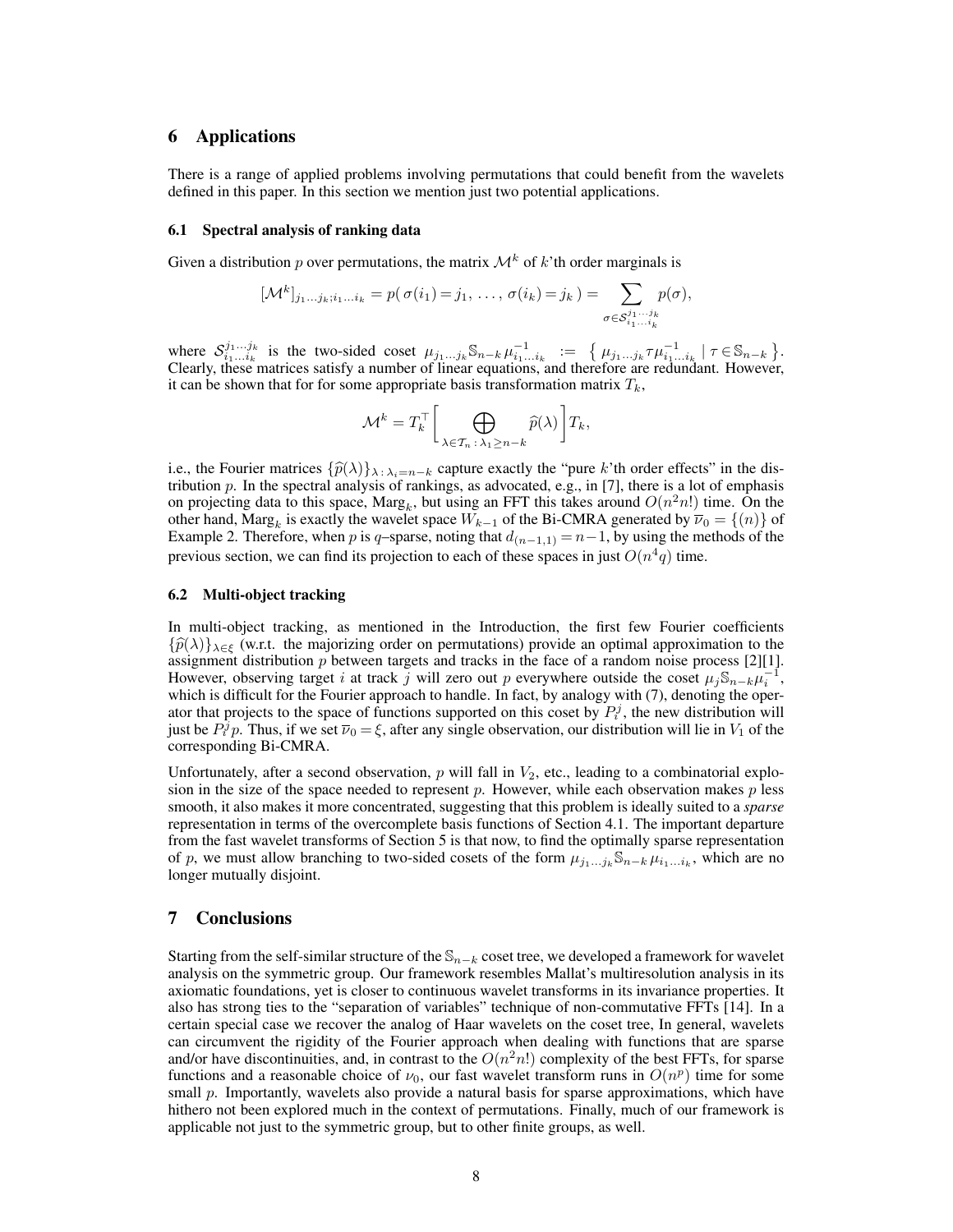## 6 Applications

There is a range of applied problems involving permutations that could benefit from the wavelets defined in this paper. In this section we mention just two potential applications.

### 6.1 Spectral analysis of ranking data

Given a distribution $p$ over permutations, the matrix $\mathcal{M}^k$ of $k$'th order marginals is

$$[\mathcal{M}^k]_{j_1\ldots j_k;i_1\ldots i_k} = p(\,\sigma(i_1)=j_1,\,\ldots,\,\sigma(i_k)=j_k\,) = \sum_{\sigma\in\mathcal{S}^{j_1\ldots j_k}_{i_1\ldots i_k}} p(\sigma),$$

where $\mathcal{S}^{j_1\ldots j_k}_{i_1\ldots i_k}$ is the two-sided coset $\mu_{j_1\ldots j_k}\mathbb{S}_{n-k}\,\mu^{-1}_{i_1\ldots i_k} := \big\{\, \mu_{j_1\ldots j_k}\tau\mu^{-1}_{i_1\ldots i_k} \mid \tau\in\mathbb{S}_{n-k}\,\big\}$. Clearly, these matrices satisfy a number of linear equations, and therefore are redundant. However, it can be shown that for for some appropriate basis transformation matrix $T_k$,

$$\mathcal{M}^k = T_k^\top\Big[\bigoplus_{\lambda\in\mathcal{T}_n\,:\,\lambda_1\geq n-k}\widehat{p}(\lambda)\Big]T_k,$$

i.e., the Fourier matrices $\{\widehat{p}(\lambda)\}_{\lambda\,:\,\lambda_i=n-k}$ capture exactly the "pure $k$'th order effects" in the distribution $p$. In the spectral analysis of rankings, as advocated, e.g., in [7], there is a lot of emphasis on projecting data to this space, $\mathrm{Marg}_k$, but using an FFT this takes around $O(n^2 n!)$ time. On the other hand, $\mathrm{Marg}_k$ is exactly the wavelet space $W_{k-1}$ of the Bi-CMRA generated by $\overline{\nu}_0=\{(n)\}$ of Example 2. Therefore, when $p$ is $q$–sparse, noting that $d_{(n-1,1)}=n-1$, by using the methods of the previous section, we can find its projection to each of these spaces in just $O(n^4 q)$ time.

### 6.2 Multi-object tracking

In multi-object tracking, as mentioned in the Introduction, the first few Fourier coefficients $\{\widehat{p}(\lambda)\}_{\lambda\in\xi}$ (w.r.t. the majorizing order on permutations) provide an optimal approximation to the assignment distribution $p$ between targets and tracks in the face of a random noise process [2][1]. However, observing target $i$ at track $j$ will zero out $p$ everywhere outside the coset $\mu_j\mathbb{S}_{n-k}\mu_i^{-1}$, which is difficult for the Fourier approach to handle. In fact, by analogy with (7), denoting the operator that projects to the space of functions supported on this coset by $P_i^j$, the new distribution will just be $P_i^j p$. Thus, if we set $\overline{\nu}_0=\xi$, after any single observation, our distribution will lie in $V_1$ of the corresponding Bi-CMRA.

Unfortunately, after a second observation, $p$ will fall in $V_2$, etc., leading to a combinatorial explosion in the size of the space needed to represent $p$. However, while each observation makes $p$ less smooth, it also makes it more concentrated, suggesting that this problem is ideally suited to a *sparse* representation in terms of the overcomplete basis functions of Section 4.1. The important departure from the fast wavelet transforms of Section 5 is that now, to find the optimally sparse representation of $p$, we must allow branching to two-sided cosets of the form $\mu_{j_1\ldots j_k}\mathbb{S}_{n-k}\,\mu_{i_1\ldots i_k}$, which are no longer mutually disjoint.

## 7 Conclusions

Starting from the self-similar structure of the $\mathbb{S}_{n-k}$ coset tree, we developed a framework for wavelet analysis on the symmetric group. Our framework resembles Mallat's multiresolution analysis in its axiomatic foundations, yet is closer to continuous wavelet transforms in its invariance properties. It also has strong ties to the "separation of variables" technique of non-commutative FFTs [14]. In a certain special case we recover the analog of Haar wavelets on the coset tree, In general, wavelets can circumvent the rigidity of the Fourier approach when dealing with functions that are sparse and/or have discontinuities, and, in contrast to the $O(n^2 n!)$ complexity of the best FFTs, for sparse functions and a reasonable choice of $\nu_0$, our fast wavelet transform runs in $O(n^p)$ time for some small $p$. Importantly, wavelets also provide a natural basis for sparse approximations, which have hithero not been explored much in the context of permutations. Finally, much of our framework is applicable not just to the symmetric group, but to other finite groups, as well.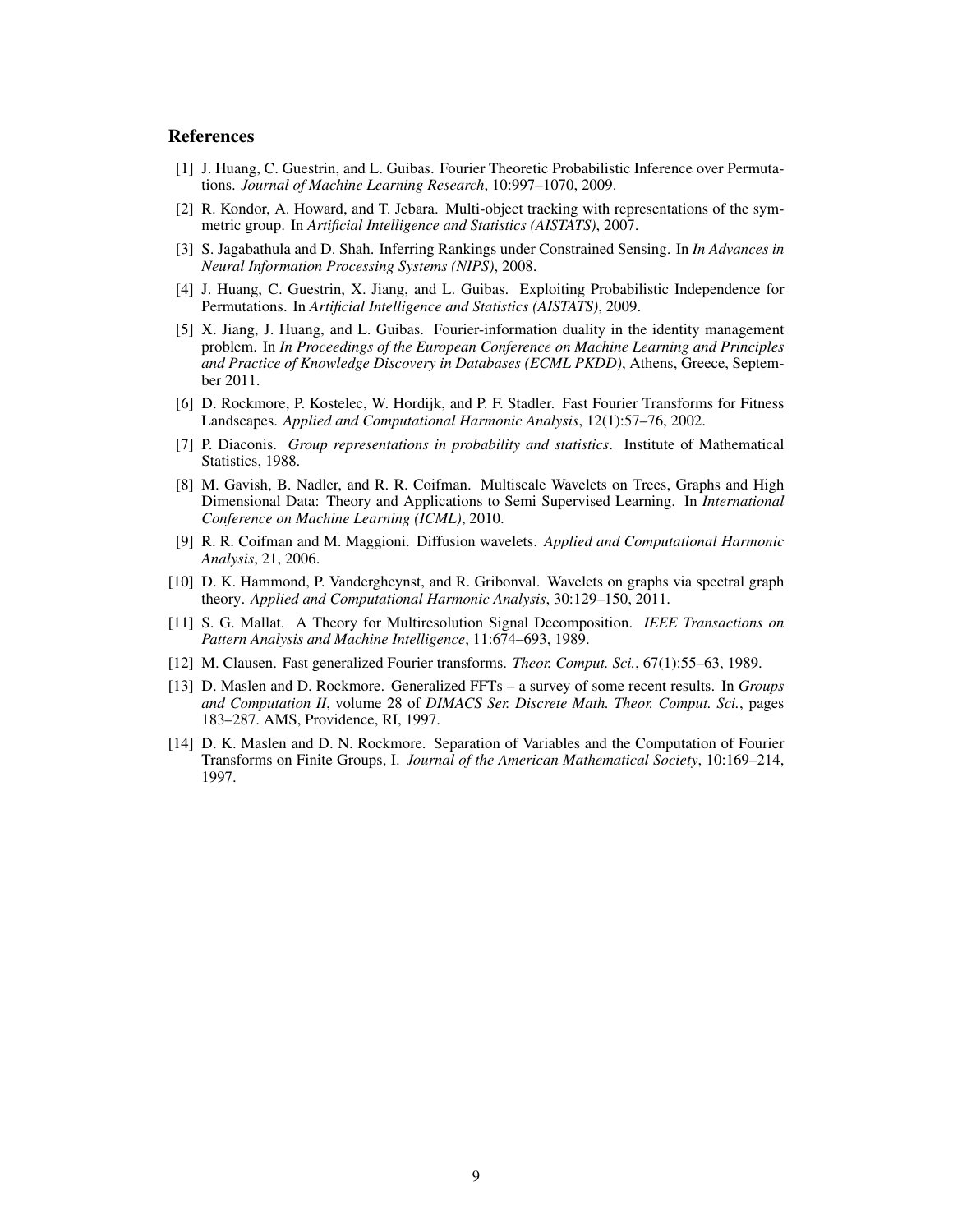## References

[1] J. Huang, C. Guestrin, and L. Guibas. Fourier Theoretic Probabilistic Inference over Permutations. *Journal of Machine Learning Research*, 10:997–1070, 2009.

[2] R. Kondor, A. Howard, and T. Jebara. Multi-object tracking with representations of the symmetric group. In *Artificial Intelligence and Statistics (AISTATS)*, 2007.

[3] S. Jagabathula and D. Shah. Inferring Rankings under Constrained Sensing. In *In Advances in Neural Information Processing Systems (NIPS)*, 2008.

[4] J. Huang, C. Guestrin, X. Jiang, and L. Guibas. Exploiting Probabilistic Independence for Permutations. In *Artificial Intelligence and Statistics (AISTATS)*, 2009.

[5] X. Jiang, J. Huang, and L. Guibas. Fourier-information duality in the identity management problem. In *In Proceedings of the European Conference on Machine Learning and Principles and Practice of Knowledge Discovery in Databases (ECML PKDD)*, Athens, Greece, September 2011.

[6] D. Rockmore, P. Kostelec, W. Hordijk, and P. F. Stadler. Fast Fourier Transforms for Fitness Landscapes. *Applied and Computational Harmonic Analysis*, 12(1):57–76, 2002.

[7] P. Diaconis. *Group representations in probability and statistics*. Institute of Mathematical Statistics, 1988.

[8] M. Gavish, B. Nadler, and R. R. Coifman. Multiscale Wavelets on Trees, Graphs and High Dimensional Data: Theory and Applications to Semi Supervised Learning. In *International Conference on Machine Learning (ICML)*, 2010.

[9] R. R. Coifman and M. Maggioni. Diffusion wavelets. *Applied and Computational Harmonic Analysis*, 21, 2006.

[10] D. K. Hammond, P. Vandergheynst, and R. Gribonval. Wavelets on graphs via spectral graph theory. *Applied and Computational Harmonic Analysis*, 30:129–150, 2011.

[11] S. G. Mallat. A Theory for Multiresolution Signal Decomposition. *IEEE Transactions on Pattern Analysis and Machine Intelligence*, 11:674–693, 1989.

[12] M. Clausen. Fast generalized Fourier transforms. *Theor. Comput. Sci.*, 67(1):55–63, 1989.

[13] D. Maslen and D. Rockmore. Generalized FFTs – a survey of some recent results. In *Groups and Computation II*, volume 28 of *DIMACS Ser. Discrete Math. Theor. Comput. Sci.*, pages 183–287. AMS, Providence, RI, 1997.

[14] D. K. Maslen and D. N. Rockmore. Separation of Variables and the Computation of Fourier Transforms on Finite Groups, I. *Journal of the American Mathematical Society*, 10:169–214, 1997.